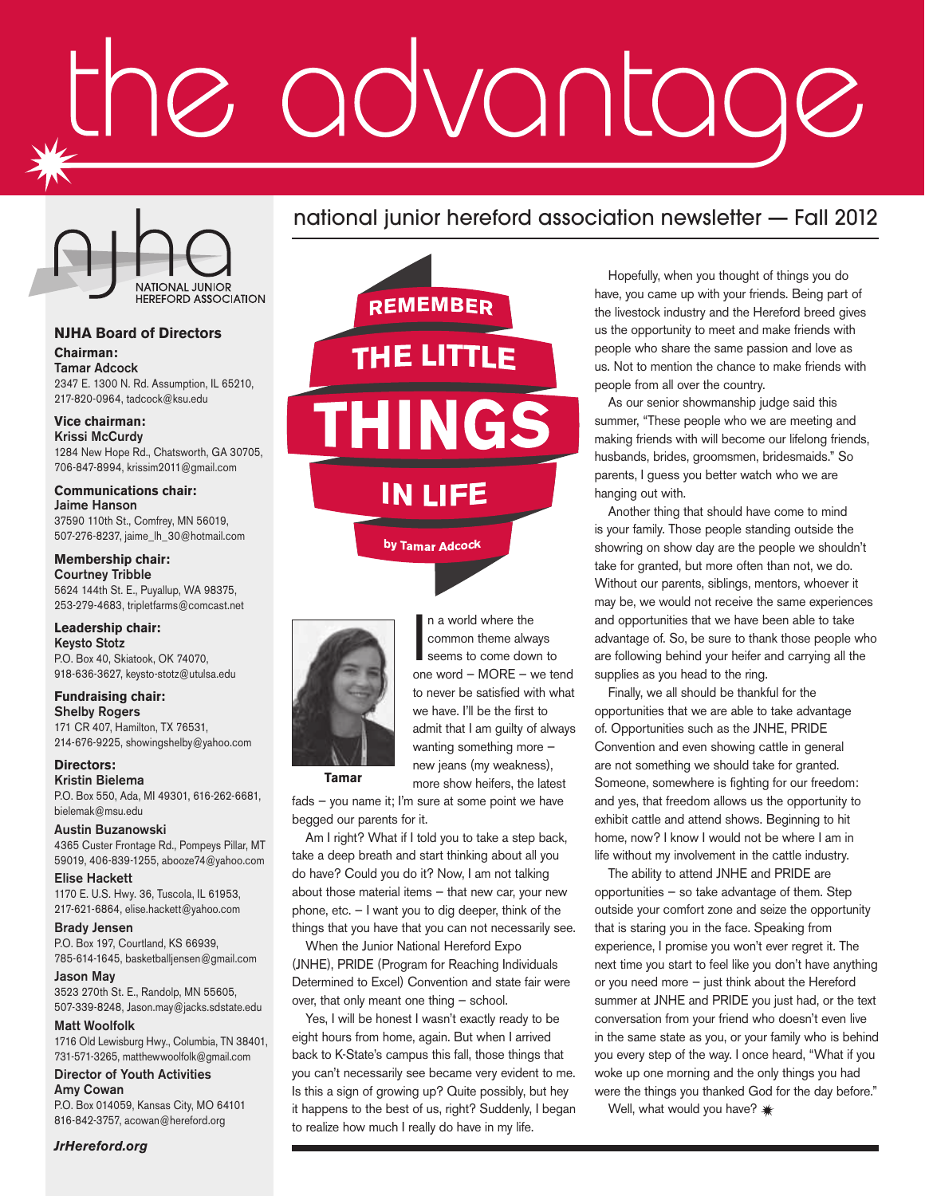# the advantage

national junior hereford association newsletter — Fall 2012

NJHA NATIONAL JUNIOR HEREFORD ASSOCIATION

## NJHA Board of Directors

**Chairman:**
**Tamar Adcock**
2347 E. 1300 N. Rd. Assumption, IL 65210, 217-820-0964, tadcock@ksu.edu

**Vice chairman:**
**Krissi McCurdy**
1284 New Hope Rd., Chatsworth, GA 30705, 706-847-8994, krissim2011@gmail.com

**Communications chair:**
**Jaime Hanson**
37590 110th St., Comfrey, MN 56019, 507-276-8237, jaime_lh_30@hotmail.com

**Membership chair:**
**Courtney Tribble**
5624 144th St. E., Puyallup, WA 98375, 253-279-4683, tripletfarms@comcast.net

**Leadership chair:**
**Keysto Stotz**
P.O. Box 40, Skiatook, OK 74070, 918-636-3026, keysto-stotz@utulsa.edu

**Fundraising chair:**
**Shelby Rogers**
171 CR 407, Hamilton, TX 76531, 214-676-9225, showingshelby@yahoo.com

**Directors:**
**Kristin Bielema**
P.O. Box 550, Ada, MI 49301, 616-262-6681, bielemak@msu.edu

**Austin Buzanowski**
4365 Custer Frontage Rd., Pompeys Pillar, MT 59019, 406-839-1255, abooze74@yahoo.com

**Elise Hackett**
1170 E. U.S. Hwy. 36, Tuscola, IL 61953, 217-621-6864, elise.hackett@yahoo.com

**Brady Jensen**
P.O. Box 197, Courtland, KS 66939, 785-614-1645, basketballjensen@gmail.com

**Jason May**
3523 270th St. E., Randolp, MN 55605, 507-339-8248, Jason.may@jacks.sdstate.edu

**Matt Woolfolk**
1716 Old Lewisburg Hwy., Columbia, TN 38401, 731-571-3265, matthewwoolfolk@gmail.com

**Director of Youth Activities**
**Amy Cowan**
P.O. Box 014059, Kansas City, MO 64101 816-842-3757, acowan@hereford.org

*JrHereford.org*

# REMEMBER THE LITTLE THINGS IN LIFE

**by Tamar Adcock**

**Tamar**

In a world where the common theme always seems to come down to one word – MORE – we tend to never be satisfied with what we have. I'll be the first to admit that I am guilty of always wanting something more – new jeans (my weakness), more show heifers, the latest fads – you name it; I'm sure at some point we have begged our parents for it.

Am I right? What if I told you to take a step back, take a deep breath and start thinking about all you do have? Could you do it? Now, I am not talking about those material items – that new car, your new phone, etc. – I want you to dig deeper, think of the things that you have that you can not necessarily see.

When the Junior National Hereford Expo (JNHE), PRIDE (Program for Reaching Individuals Determined to Excel) Convention and state fair were over, that only meant one thing – school.

Yes, I will be honest I wasn't exactly ready to be eight hours from home, again. But when I arrived back to K-State's campus this fall, those things that you can't necessarily see became very evident to me. Is this a sign of growing up? Quite possibly, but hey it happens to the best of us, right? Suddenly, I began to realize how much I really do have in my life.

Hopefully, when you thought of things you do have, you came up with your friends. Being part of the livestock industry and the Hereford breed gives us the opportunity to meet and make friends with people who share the same passion and love as us. Not to mention the chance to make friends with people from all over the country.

As our senior showmanship judge said this summer, "These people who we are meeting and making friends with will become our lifelong friends, husbands, brides, groomsmen, bridesmaids." So parents, I guess you better watch who we are hanging out with.

Another thing that should have come to mind is your family. Those people standing outside the showring on show day are the people we shouldn't take for granted, but more often than not, we do. Without our parents, siblings, mentors, whoever it may be, we would not receive the same experiences and opportunities that we have been able to take advantage of. So, be sure to thank those people who are following behind your heifer and carrying all the supplies as you head to the ring.

Finally, we all should be thankful for the opportunities that we are able to take advantage of. Opportunities such as the JNHE, PRIDE Convention and even showing cattle in general are not something we should take for granted. Someone, somewhere is fighting for our freedom: and yes, that freedom allows us the opportunity to exhibit cattle and attend shows. Beginning to hit home, now? I know I would not be where I am in life without my involvement in the cattle industry.

The ability to attend JNHE and PRIDE are opportunities – so take advantage of them. Step outside your comfort zone and seize the opportunity that is staring you in the face. Speaking from experience, I promise you won't ever regret it. The next time you start to feel like you don't have anything or you need more – just think about the Hereford summer at JNHE and PRIDE you just had, or the text conversation from your friend who doesn't even live in the same state as you, or your family who is behind you every step of the way. I once heard, "What if you woke up one morning and the only things you had were the things you thanked God for the day before."

Well, what would you have?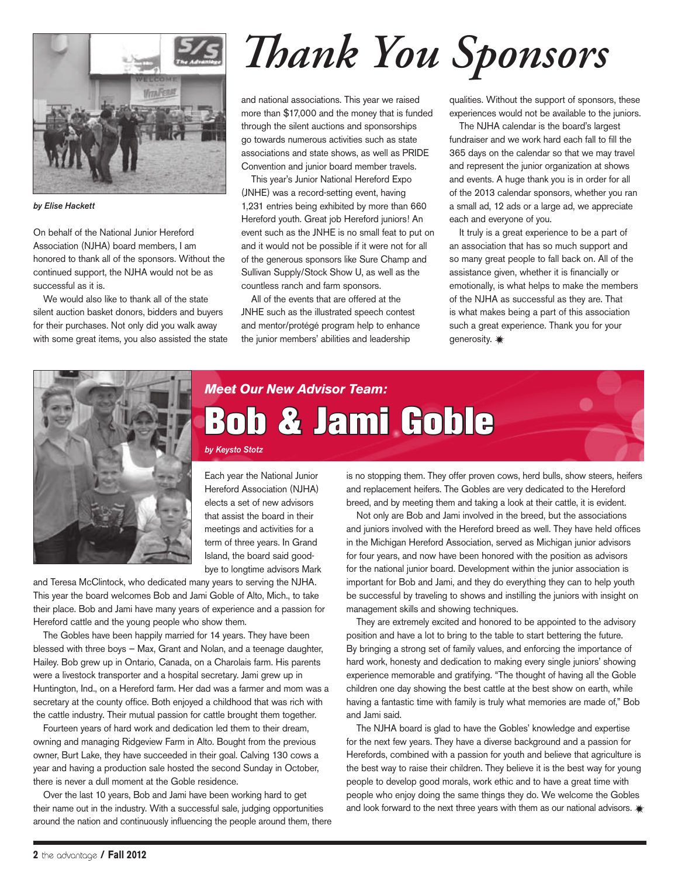# Thank You Sponsors

*by Elise Hackett*

On behalf of the National Junior Hereford Association (NJHA) board members, I am honored to thank all of the sponsors. Without the continued support, the NJHA would not be as successful as it is.

We would also like to thank all of the state silent auction basket donors, bidders and buyers for their purchases. Not only did you walk away with some great items, you also assisted the state and national associations. This year we raised more than $17,000 and the money that is funded through the silent auctions and sponsorships go towards numerous activities such as state associations and state shows, as well as PRIDE Convention and junior board member travels.

This year's Junior National Hereford Expo (JNHE) was a record-setting event, having 1,231 entries being exhibited by more than 660 Hereford youth. Great job Hereford juniors! An event such as the JNHE is no small feat to put on and it would not be possible if it were not for all of the generous sponsors like Sure Champ and Sullivan Supply/Stock Show U, as well as the countless ranch and farm sponsors.

All of the events that are offered at the JNHE such as the illustrated speech contest and mentor/protégé program help to enhance the junior members' abilities and leadership qualities. Without the support of sponsors, these experiences would not be available to the juniors.

The NJHA calendar is the board's largest fundraiser and we work hard each fall to fill the 365 days on the calendar so that we may travel and represent the junior organization at shows and events. A huge thank you is in order for all of the 2013 calendar sponsors, whether you ran a small ad, 12 ads or a large ad, we appreciate each and everyone of you.

It truly is a great experience to be a part of an association that has so much support and so many great people to fall back on. All of the assistance given, whether it is financially or emotionally, is what helps to make the members of the NJHA as successful as they are. That is what makes being a part of this association such a great experience. Thank you for your generosity.

## *Meet Our New Advisor Team:*

# Bob & Jami Goble

*by Keysto Stotz*

Each year the National Junior Hereford Association (NJHA) elects a set of new advisors that assist the board in their meetings and activities for a term of three years. In Grand Island, the board said good-bye to longtime advisors Mark and Teresa McClintock, who dedicated many years to serving the NJHA. This year the board welcomes Bob and Jami Goble of Alto, Mich., to take their place. Bob and Jami have many years of experience and a passion for Hereford cattle and the young people who show them.

The Gobles have been happily married for 14 years. They have been blessed with three boys – Max, Grant and Nolan, and a teenage daughter, Hailey. Bob grew up in Ontario, Canada, on a Charolais farm. His parents were a livestock transporter and a hospital secretary. Jami grew up in Huntington, Ind., on a Hereford farm. Her dad was a farmer and mom was a secretary at the county office. Both enjoyed a childhood that was rich with the cattle industry. Their mutual passion for cattle brought them together.

Fourteen years of hard work and dedication led them to their dream, owning and managing Ridgeview Farm in Alto. Bought from the previous owner, Burt Lake, they have succeeded in their goal. Calving 130 cows a year and having a production sale hosted the second Sunday in October, there is never a dull moment at the Goble residence.

Over the last 10 years, Bob and Jami have been working hard to get their name out in the industry. With a successful sale, judging opportunities around the nation and continuously influencing the people around them, there is no stopping them. They offer proven cows, herd bulls, show steers, heifers and replacement heifers. The Gobles are very dedicated to the Hereford breed, and by meeting them and taking a look at their cattle, it is evident.

Not only are Bob and Jami involved in the breed, but the associations and juniors involved with the Hereford breed as well. They have held offices in the Michigan Hereford Association, served as Michigan junior advisors for four years, and now have been honored with the position as advisors for the national junior board. Development within the junior association is important for Bob and Jami, and they do everything they can to help youth be successful by traveling to shows and instilling the juniors with insight on management skills and showing techniques.

They are extremely excited and honored to be appointed to the advisory position and have a lot to bring to the table to start bettering the future. By bringing a strong set of family values, and enforcing the importance of hard work, honesty and dedication to making every single juniors' showing experience memorable and gratifying. "The thought of having all the Goble children one day showing the best cattle at the best show on earth, while having a fantastic time with family is truly what memories are made of," Bob and Jami said.

The NJHA board is glad to have the Gobles' knowledge and expertise for the next few years. They have a diverse background and a passion for Herefords, combined with a passion for youth and believe that agriculture is the best way to raise their children. They believe it is the best way for young people to develop good morals, work ethic and to have a great time with people who enjoy doing the same things they do. We welcome the Gobles and look forward to the next three years with them as our national advisors.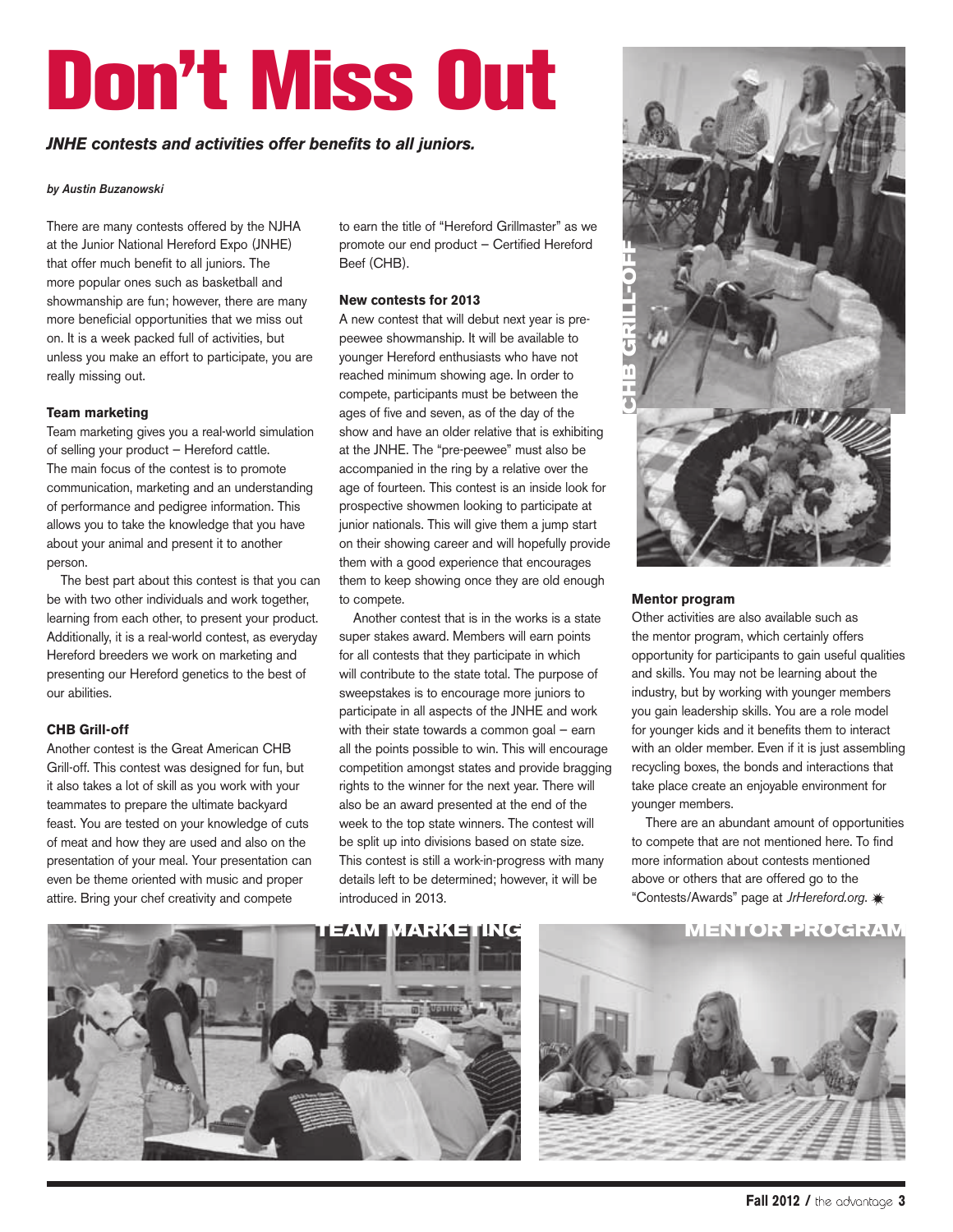# Don't Miss Out

***JNHE contests and activities offer benefits to all juniors.***

***by Austin Buzanowski***

There are many contests offered by the NJHA at the Junior National Hereford Expo (JNHE) that offer much benefit to all juniors. The more popular ones such as basketball and showmanship are fun; however, there are many more beneficial opportunities that we miss out on. It is a week packed full of activities, but unless you make an effort to participate, you are really missing out.

**Team marketing**

Team marketing gives you a real-world simulation of selling your product – Hereford cattle. The main focus of the contest is to promote communication, marketing and an understanding of performance and pedigree information. This allows you to take the knowledge that you have about your animal and present it to another person.

The best part about this contest is that you can be with two other individuals and work together, learning from each other, to present your product. Additionally, it is a real-world contest, as everyday Hereford breeders we work on marketing and presenting our Hereford genetics to the best of our abilities.

**CHB Grill-off**

Another contest is the Great American CHB Grill-off. This contest was designed for fun, but it also takes a lot of skill as you work with your teammates to prepare the ultimate backyard feast. You are tested on your knowledge of cuts of meat and how they are used and also on the presentation of your meal. Your presentation can even be theme oriented with music and proper attire. Bring your chef creativity and compete to earn the title of "Hereford Grillmaster" as we promote our end product – Certified Hereford Beef (CHB).

**New contests for 2013**

A new contest that will debut next year is pre-peewee showmanship. It will be available to younger Hereford enthusiasts who have not reached minimum showing age. In order to compete, participants must be between the ages of five and seven, as of the day of the show and have an older relative that is exhibiting at the JNHE. The "pre-peewee" must also be accompanied in the ring by a relative over the age of fourteen. This contest is an inside look for prospective showmen looking to participate at junior nationals. This will give them a jump start on their showing career and will hopefully provide them with a good experience that encourages them to keep showing once they are old enough to compete.

Another contest that is in the works is a state super stakes award. Members will earn points for all contests that they participate in which will contribute to the state total. The purpose of sweepstakes is to encourage more juniors to participate in all aspects of the JNHE and work with their state towards a common goal – earn all the points possible to win. This will encourage competition amongst states and provide bragging rights to the winner for the next year. There will also be an award presented at the end of the week to the top state winners. The contest will be split up into divisions based on state size. This contest is still a work-in-progress with many details left to be determined; however, it will be introduced in 2013.

**Mentor program**

Other activities are also available such as the mentor program, which certainly offers opportunity for participants to gain useful qualities and skills. You may not be learning about the industry, but by working with younger members you gain leadership skills. You are a role model for younger kids and it benefits them to interact with an older member. Even if it is just assembling recycling boxes, the bonds and interactions that take place create an enjoyable environment for younger members.

There are an abundant amount of opportunities to compete that are not mentioned here. To find more information about contests mentioned above or others that are offered go to the "Contests/Awards" page at *JrHereford.org.*

CHB GRILL-OFF

TEAM MARKETING

MENTOR PROGRAM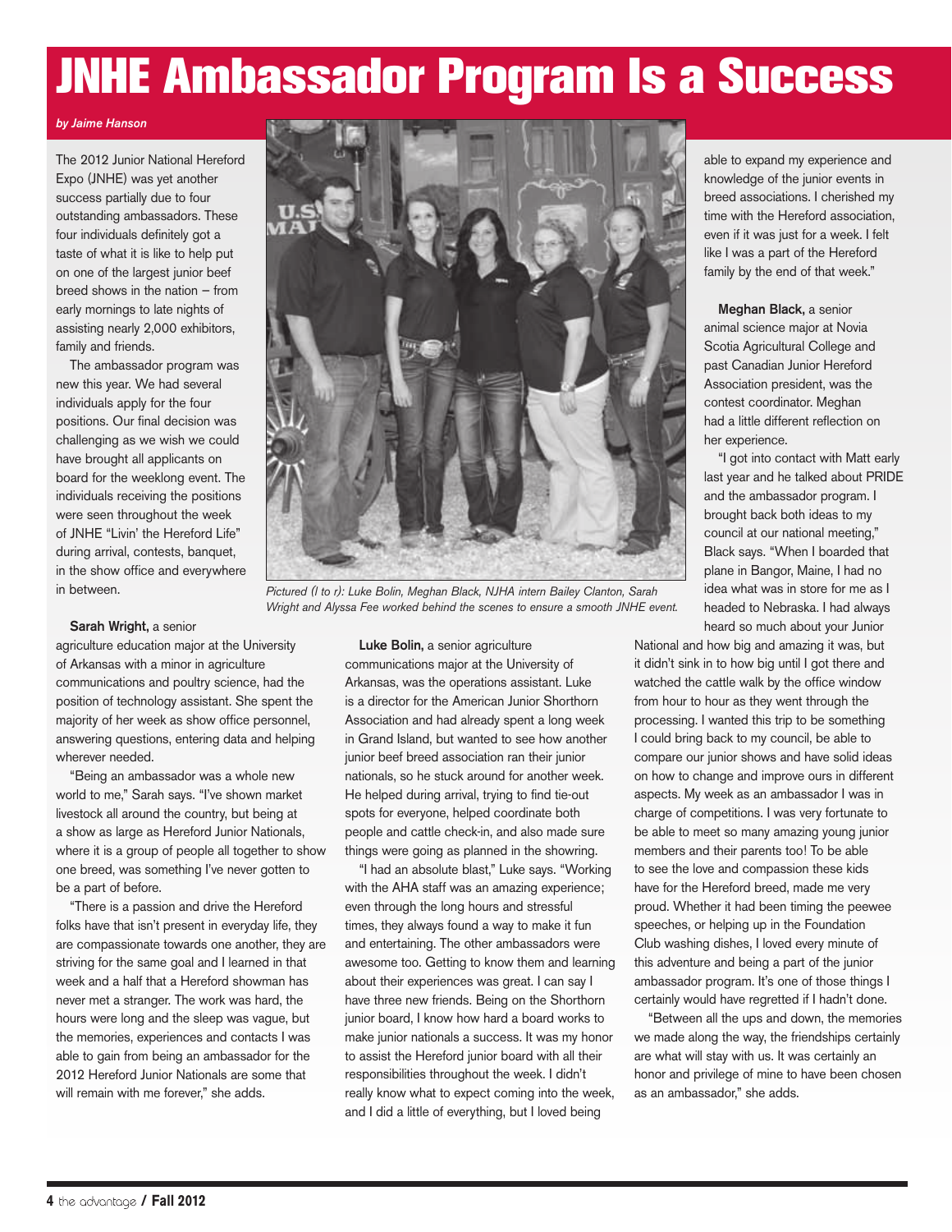# JNHE Ambassador Program Is a Success

*by Jaime Hanson*

The 2012 Junior National Hereford Expo (JNHE) was yet another success partially due to four outstanding ambassadors. These four individuals definitely got a taste of what it is like to help put on one of the largest junior beef breed shows in the nation – from early mornings to late nights of assisting nearly 2,000 exhibitors, family and friends.

The ambassador program was new this year. We had several individuals apply for the four positions. Our final decision was challenging as we wish we could have brought all applicants on board for the weeklong event. The individuals receiving the positions were seen throughout the week of JNHE "Livin' the Hereford Life" during arrival, contests, banquet, in the show office and everywhere in between.

*Pictured (l to r): Luke Bolin, Meghan Black, NJHA intern Bailey Clanton, Sarah Wright and Alyssa Fee worked behind the scenes to ensure a smooth JNHE event.*

**Sarah Wright,** a senior agriculture education major at the University of Arkansas with a minor in agriculture communications and poultry science, had the position of technology assistant. She spent the majority of her week as show office personnel, answering questions, entering data and helping wherever needed.

"Being an ambassador was a whole new world to me," Sarah says. "I've shown market livestock all around the country, but being at a show as large as Hereford Junior Nationals, where it is a group of people all together to show one breed, was something I've never gotten to be a part of before.

"There is a passion and drive the Hereford folks have that isn't present in everyday life, they are compassionate towards one another, they are striving for the same goal and I learned in that week and a half that a Hereford showman has never met a stranger. The work was hard, the hours were long and the sleep was vague, but the memories, experiences and contacts I was able to gain from being an ambassador for the 2012 Hereford Junior Nationals are some that will remain with me forever," she adds.

**Luke Bolin,** a senior agriculture communications major at the University of Arkansas, was the operations assistant. Luke is a director for the American Junior Shorthorn Association and had already spent a long week in Grand Island, but wanted to see how another junior beef breed association ran their junior nationals, so he stuck around for another week. He helped during arrival, trying to find tie-out spots for everyone, helped coordinate both people and cattle check-in, and also made sure things were going as planned in the showring.

"I had an absolute blast," Luke says. "Working with the AHA staff was an amazing experience; even through the long hours and stressful times, they always found a way to make it fun and entertaining. The other ambassadors were awesome too. Getting to know them and learning about their experiences was great. I can say I have three new friends. Being on the Shorthorn junior board, I know how hard a board works to make junior nationals a success. It was my honor to assist the Hereford junior board with all their responsibilities throughout the week. I didn't really know what to expect coming into the week, and I did a little of everything, but I loved being able to expand my experience and knowledge of the junior events in breed associations. I cherished my time with the Hereford association, even if it was just for a week. I felt like I was a part of the Hereford family by the end of that week."

**Meghan Black,** a senior animal science major at Novia Scotia Agricultural College and past Canadian Junior Hereford Association president, was the contest coordinator. Meghan had a little different reflection on her experience.

"I got into contact with Matt early last year and he talked about PRIDE and the ambassador program. I brought back both ideas to my council at our national meeting," Black says. "When I boarded that plane in Bangor, Maine, I had no idea what was in store for me as I headed to Nebraska. I had always heard so much about your Junior National and how big and amazing it was, but it didn't sink in to how big until I got there and watched the cattle walk by the office window from hour to hour as they went through the processing. I wanted this trip to be something I could bring back to my council, be able to compare our junior shows and have solid ideas on how to change and improve ours in different aspects. My week as an ambassador I was in charge of competitions. I was very fortunate to be able to meet so many amazing young junior members and their parents too! To be able to see the love and compassion these kids have for the Hereford breed, made me very proud. Whether it had been timing the peewee speeches, or helping up in the Foundation Club washing dishes, I loved every minute of this adventure and being a part of the junior ambassador program. It's one of those things I certainly would have regretted if I hadn't done.

"Between all the ups and down, the memories we made along the way, the friendships certainly are what will stay with us. It was certainly an honor and privilege of mine to have been chosen as an ambassador," she adds.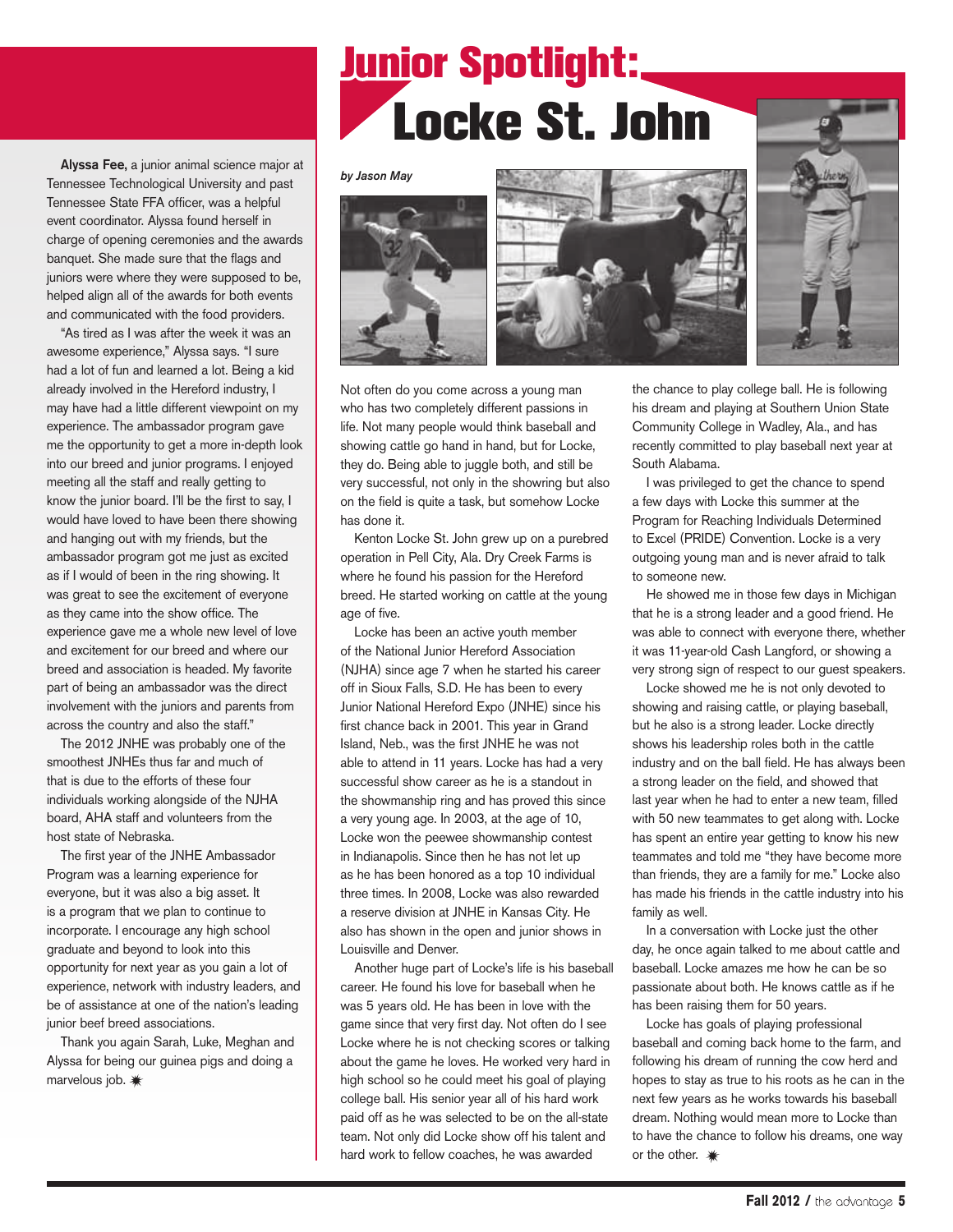**Alyssa Fee,** a junior animal science major at Tennessee Technological University and past Tennessee State FFA officer, was a helpful event coordinator. Alyssa found herself in charge of opening ceremonies and the awards banquet. She made sure that the flags and juniors were where they were supposed to be, helped align all of the awards for both events and communicated with the food providers.

"As tired as I was after the week it was an awesome experience," Alyssa says. "I sure had a lot of fun and learned a lot. Being a kid already involved in the Hereford industry, I may have had a little different viewpoint on my experience. The ambassador program gave me the opportunity to get a more in-depth look into our breed and junior programs. I enjoyed meeting all the staff and really getting to know the junior board. I'll be the first to say, I would have loved to have been there showing and hanging out with my friends, but the ambassador program got me just as excited as if I would of been in the ring showing. It was great to see the excitement of everyone as they came into the show office. The experience gave me a whole new level of love and excitement for our breed and where our breed and association is headed. My favorite part of being an ambassador was the direct involvement with the juniors and parents from across the country and also the staff."

The 2012 JNHE was probably one of the smoothest JNHEs thus far and much of that is due to the efforts of these four individuals working alongside of the NJHA board, AHA staff and volunteers from the host state of Nebraska.

The first year of the JNHE Ambassador Program was a learning experience for everyone, but it was also a big asset. It is a program that we plan to continue to incorporate. I encourage any high school graduate and beyond to look into this opportunity for next year as you gain a lot of experience, network with industry leaders, and be of assistance at one of the nation's leading junior beef breed associations.

Thank you again Sarah, Luke, Meghan and Alyssa for being our guinea pigs and doing a marvelous job. ✷

# Junior Spotlight: Locke St. John

*by Jason May*

Not often do you come across a young man who has two completely different passions in life. Not many people would think baseball and showing cattle go hand in hand, but for Locke, they do. Being able to juggle both, and still be very successful, not only in the showring but also on the field is quite a task, but somehow Locke has done it.

Kenton Locke St. John grew up on a purebred operation in Pell City, Ala. Dry Creek Farms is where he found his passion for the Hereford breed. He started working on cattle at the young age of five.

Locke has been an active youth member of the National Junior Hereford Association (NJHA) since age 7 when he started his career off in Sioux Falls, S.D. He has been to every Junior National Hereford Expo (JNHE) since his first chance back in 2001. This year in Grand Island, Neb., was the first JNHE he was not able to attend in 11 years. Locke has had a very successful show career as he is a standout in the showmanship ring and has proved this since a very young age. In 2003, at the age of 10, Locke won the peewee showmanship contest in Indianapolis. Since then he has not let up as he has been honored as a top 10 individual three times. In 2008, Locke was also rewarded a reserve division at JNHE in Kansas City. He also has shown in the open and junior shows in Louisville and Denver.

Another huge part of Locke's life is his baseball career. He found his love for baseball when he was 5 years old. He has been in love with the game since that very first day. Not often do I see Locke where he is not checking scores or talking about the game he loves. He worked very hard in high school so he could meet his goal of playing college ball. His senior year all of his hard work paid off as he was selected to be on the all-state team. Not only did Locke show off his talent and hard work to fellow coaches, he was awarded the chance to play college ball. He is following his dream and playing at Southern Union State Community College in Wadley, Ala., and has recently committed to play baseball next year at South Alabama.

I was privileged to get the chance to spend a few days with Locke this summer at the Program for Reaching Individuals Determined to Excel (PRIDE) Convention. Locke is a very outgoing young man and is never afraid to talk to someone new.

He showed me in those few days in Michigan that he is a strong leader and a good friend. He was able to connect with everyone there, whether it was 11-year-old Cash Langford, or showing a very strong sign of respect to our guest speakers.

Locke showed me he is not only devoted to showing and raising cattle, or playing baseball, but he also is a strong leader. Locke directly shows his leadership roles both in the cattle industry and on the ball field. He has always been a strong leader on the field, and showed that last year when he had to enter a new team, filled with 50 new teammates to get along with. Locke has spent an entire year getting to know his new teammates and told me "they have become more than friends, they are a family for me." Locke also has made his friends in the cattle industry into his family as well.

In a conversation with Locke just the other day, he once again talked to me about cattle and baseball. Locke amazes me how he can be so passionate about both. He knows cattle as if he has been raising them for 50 years.

Locke has goals of playing professional baseball and coming back home to the farm, and following his dream of running the cow herd and hopes to stay as true to his roots as he can in the next few years as he works towards his baseball dream. Nothing would mean more to Locke than to have the chance to follow his dreams, one way or the other. ✷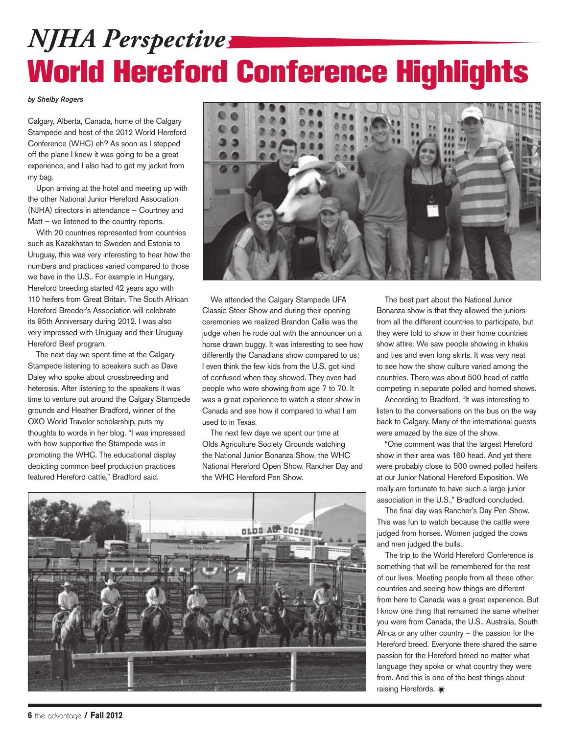# *NJHA Perspective:*

# World Hereford Conference Highlights

***by Shelby Rogers***

Calgary, Alberta, Canada, home of the Calgary Stampede and host of the 2012 World Hereford Conference (WHC) eh? As soon as I stepped off the plane I knew it was going to be a great experience, and I also had to get my jacket from my bag.

Upon arriving at the hotel and meeting up with the other National Junior Hereford Association (NJHA) directors in attendance – Courtney and Matt – we listened to the country reports.

With 20 countries represented from countries such as Kazakhstan to Sweden and Estonia to Uruguay, this was very interesting to hear how the numbers and practices varied compared to those we have in the U.S.. For example in Hungary, Hereford breeding started 42 years ago with 110 heifers from Great Britain. The South African Hereford Breeder's Association will celebrate its 95th Anniversary during 2012. I was also very impressed with Uruguay and their Uruguay Hereford Beef program.

The next day we spent time at the Calgary Stampede listening to speakers such as Dave Daley who spoke about crossbreeding and heterosis. After listening to the speakers it was time to venture out around the Calgary Stampede grounds and Heather Bradford, winner of the OXO World Traveler scholarship, puts my thoughts to words in her blog. "I was impressed with how supportive the Stampede was in promoting the WHC. The educational display depicting common beef production practices featured Hereford cattle," Bradford said.

We attended the Calgary Stampede UFA Classic Steer Show and during their opening ceremonies we realized Brandon Callis was the judge when he rode out with the announcer on a horse drawn buggy. It was interesting to see how differently the Canadians show compared to us; I even think the few kids from the U.S. got kind of confused when they showed. They even had people who were showing from age 7 to 70. It was a great experience to watch a steer show in Canada and see how it compared to what I am used to in Texas.

The next few days we spent our time at Olds Agriculture Society Grounds watching the National Junior Bonanza Show, the WHC National Hereford Open Show, Rancher Day and the WHC Hereford Pen Show.

The best part about the National Junior Bonanza show is that they allowed the juniors from all the different countries to participate, but they were told to show in their home countries show attire. We saw people showing in khakis and ties and even long skirts. It was very neat to see how the show culture varied among the countries. There was about 500 head of cattle competing in separate polled and horned shows.

According to Bradford, "It was interesting to listen to the conversations on the bus on the way back to Calgary. Many of the international guests were amazed by the size of the show.

"One comment was that the largest Hereford show in their area was 160 head. And yet there were probably close to 500 owned polled heifers at our Junior National Hereford Exposition. We really are fortunate to have such a large junior association in the U.S.," Bradford concluded.

The final day was Rancher's Day Pen Show. This was fun to watch because the cattle were judged from horses. Women judged the cows and men judged the bulls.

The trip to the World Hereford Conference is something that will be remembered for the rest of our lives. Meeting people from all these other countries and seeing how things are different from here to Canada was a great experience. But I know one thing that remained the same whether you were from Canada, the U.S., Australia, South Africa or any other country – the passion for the Hereford breed. Everyone there shared the same passion for the Hereford breed no matter what language they spoke or what country they were from. And this is one of the best things about raising Herefords.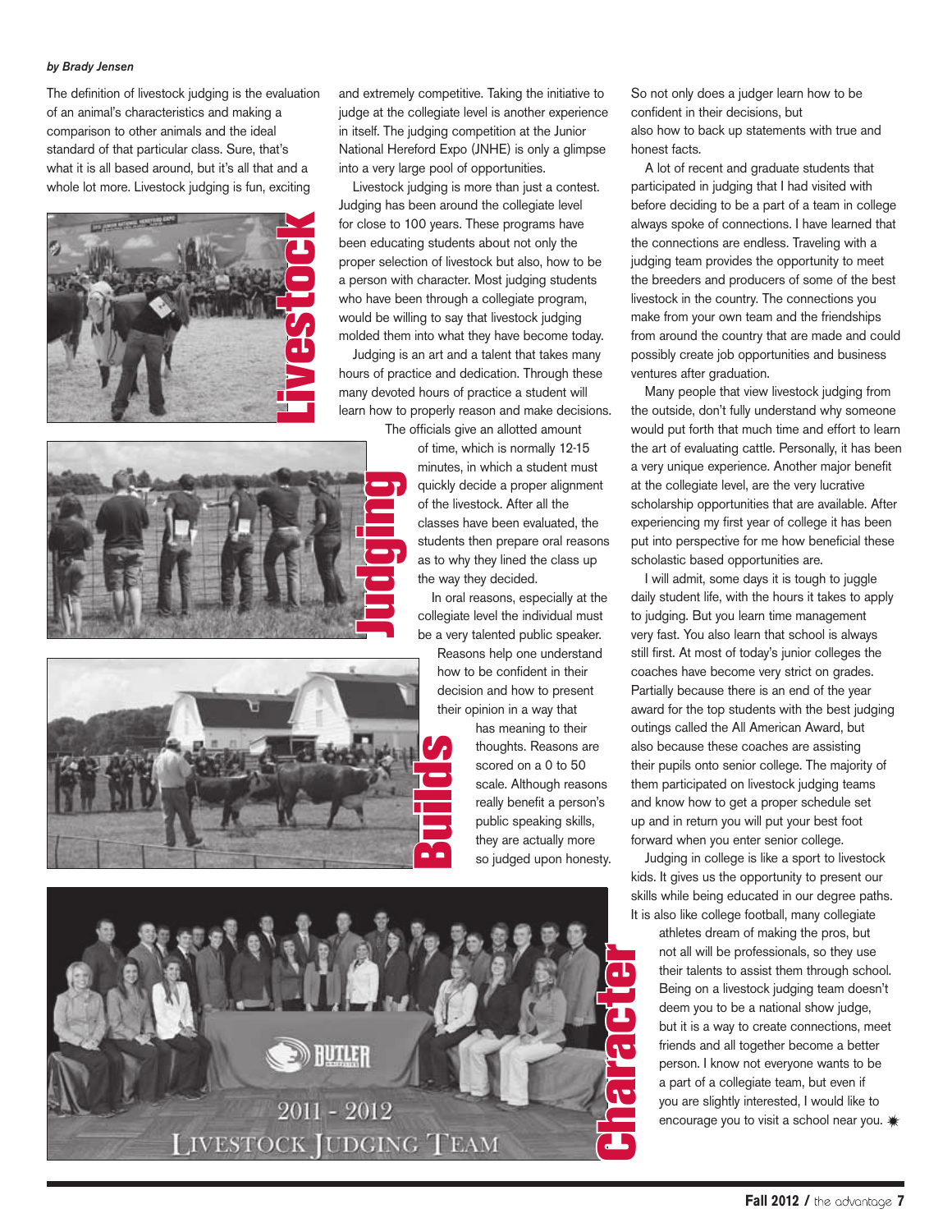# Livestock Judging Builds Character

*by Brady Jensen*

The definition of livestock judging is the evaluation of an animal's characteristics and making a comparison to other animals and the ideal standard of that particular class. Sure, that's what it is all based around, but it's all that and a whole lot more. Livestock judging is fun, exciting and extremely competitive. Taking the initiative to judge at the collegiate level is another experience in itself. The judging competition at the Junior National Hereford Expo (JNHE) is only a glimpse into a very large pool of opportunities.

Livestock judging is more than just a contest. Judging has been around the collegiate level for close to 100 years. These programs have been educating students about not only the proper selection of livestock but also, how to be a person with character. Most judging students who have been through a collegiate program, would be willing to say that livestock judging molded them into what they have become today.

Judging is an art and a talent that takes many hours of practice and dedication. Through these many devoted hours of practice a student will learn how to properly reason and make decisions. The officials give an allotted amount of time, which is normally 12-15 minutes, in which a student must quickly decide a proper alignment of the livestock. After all the classes have been evaluated, the students then prepare oral reasons as to why they lined the class up the way they decided.

In oral reasons, especially at the collegiate level the individual must be a very talented public speaker. Reasons help one understand how to be confident in their decision and how to present their opinion in a way that has meaning to their thoughts. Reasons are scored on a 0 to 50 scale. Although reasons really benefit a person's public speaking skills, they are actually more so judged upon honesty. So not only does a judger learn how to be confident in their decisions, but also how to back up statements with true and honest facts.

A lot of recent and graduate students that participated in judging that I had visited with before deciding to be a part of a team in college always spoke of connections. I have learned that the connections are endless. Traveling with a judging team provides the opportunity to meet the breeders and producers of some of the best livestock in the country. The connections you make from your own team and the friendships from around the country that are made and could possibly create job opportunities and business ventures after graduation.

Many people that view livestock judging from the outside, don't fully understand why someone would put forth that much time and effort to learn the art of evaluating cattle. Personally, it has been a very unique experience. Another major benefit at the collegiate level, are the very lucrative scholarship opportunities that are available. After experiencing my first year of college it has been put into perspective for me how beneficial these scholastic based opportunities are.

I will admit, some days it is tough to juggle daily student life, with the hours it takes to apply to judging. But you learn time management very fast. You also learn that school is always still first. At most of today's junior colleges the coaches have become very strict on grades. Partially because there is an end of the year award for the top students with the best judging outings called the All American Award, but also because these coaches are assisting their pupils onto senior college. The majority of them participated on livestock judging teams and know how to get a proper schedule set up and in return you will put your best foot forward when you enter senior college.

Judging in college is like a sport to livestock kids. It gives us the opportunity to present our skills while being educated in our degree paths. It is also like college football, many collegiate athletes dream of making the pros, but not all will be professionals, so they use their talents to assist them through school. Being on a livestock judging team doesn't deem you to be a national show judge, but it is a way to create connections, meet friends and all together become a better person. I know not everyone wants to be a part of a collegiate team, but even if you are slightly interested, I would like to encourage you to visit a school near you.

BUTLER
2011 - 2012
LIVESTOCK JUDGING TEAM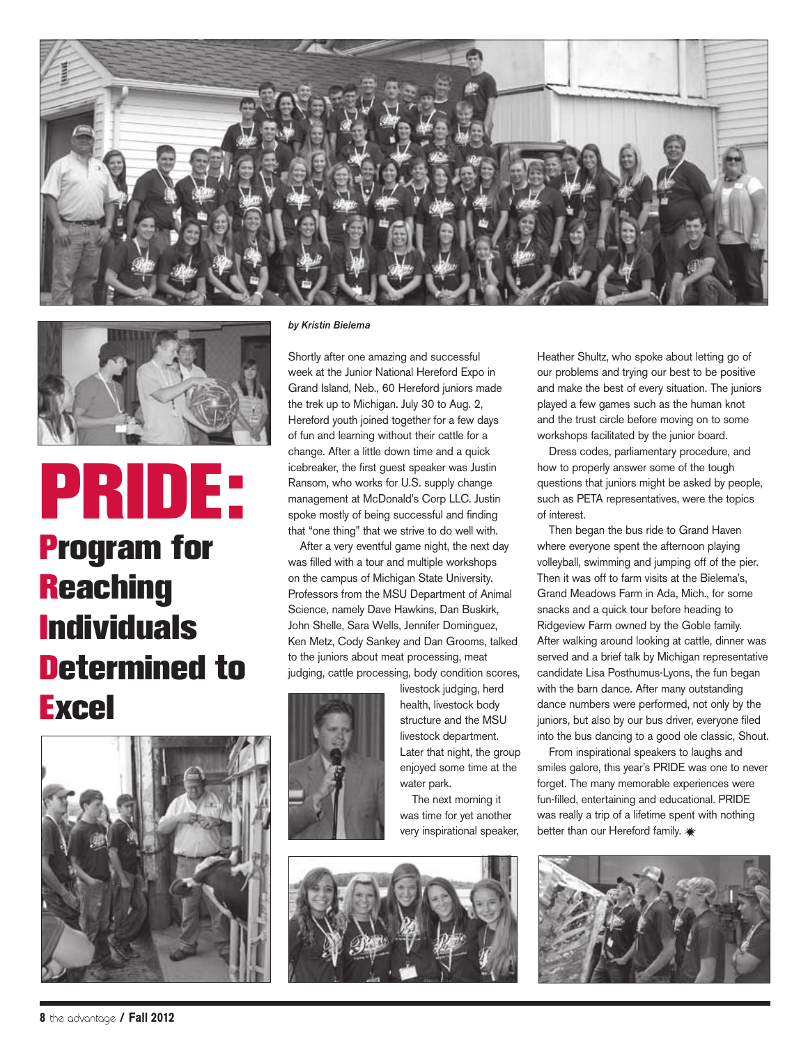# PRIDE: Program for Reaching Individuals Determined to Excel

*by Kristin Bielema*

Shortly after one amazing and successful week at the Junior National Hereford Expo in Grand Island, Neb., 60 Hereford juniors made the trek up to Michigan. July 30 to Aug. 2, Hereford youth joined together for a few days of fun and learning without their cattle for a change. After a little down time and a quick icebreaker, the first guest speaker was Justin Ransom, who works for U.S. supply change management at McDonald's Corp LLC. Justin spoke mostly of being successful and finding that "one thing" that we strive to do well with.

After a very eventful game night, the next day was filled with a tour and multiple workshops on the campus of Michigan State University. Professors from the MSU Department of Animal Science, namely Dave Hawkins, Dan Buskirk, John Shelle, Sara Wells, Jennifer Dominguez, Ken Metz, Cody Sankey and Dan Grooms, talked to the juniors about meat processing, meat judging, cattle processing, body condition scores, livestock judging, herd health, livestock body structure and the MSU livestock department. Later that night, the group enjoyed some time at the water park.

The next morning it was time for yet another very inspirational speaker, Heather Shultz, who spoke about letting go of our problems and trying our best to be positive and make the best of every situation. The juniors played a few games such as the human knot and the trust circle before moving on to some workshops facilitated by the junior board.

Dress codes, parliamentary procedure, and how to properly answer some of the tough questions that juniors might be asked by people, such as PETA representatives, were the topics of interest.

Then began the bus ride to Grand Haven where everyone spent the afternoon playing volleyball, swimming and jumping off of the pier. Then it was off to farm visits at the Bielema's, Grand Meadows Farm in Ada, Mich., for some snacks and a quick tour before heading to Ridgeview Farm owned by the Goble family. After walking around looking at cattle, dinner was served and a brief talk by Michigan representative candidate Lisa Posthumus-Lyons, the fun began with the barn dance. After many outstanding dance numbers were performed, not only by the juniors, but also by our bus driver, everyone filed into the bus dancing to a good ole classic, Shout.

From inspirational speakers to laughs and smiles galore, this year's PRIDE was one to never forget. The many memorable experiences were fun-filled, entertaining and educational. PRIDE was really a trip of a lifetime spent with nothing better than our Hereford family.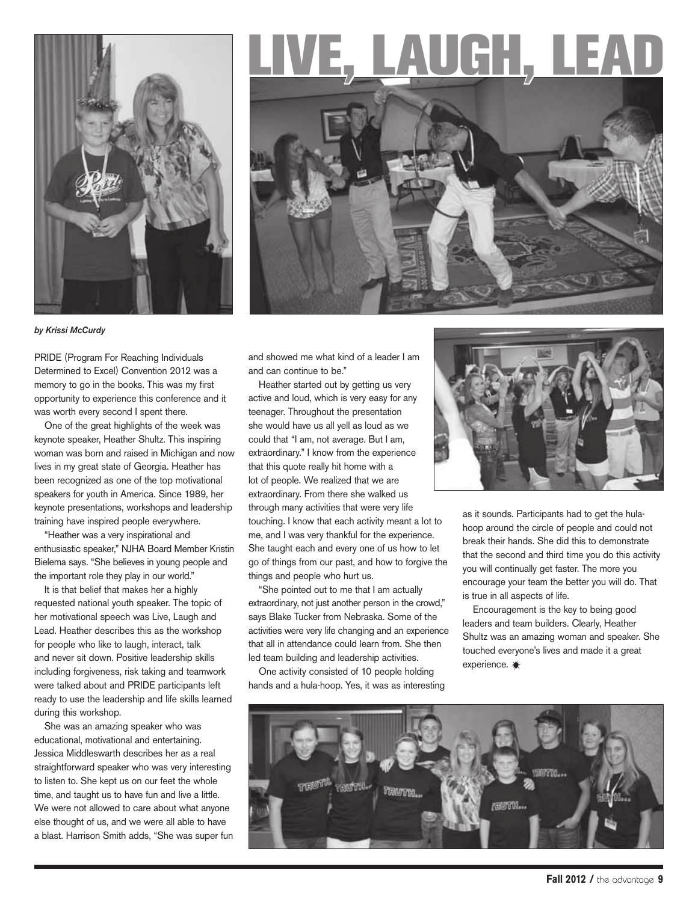# LIVE, LAUGH, LEAD

***by Krissi McCurdy***

PRIDE (Program For Reaching Individuals Determined to Excel) Convention 2012 was a memory to go in the books. This was my first opportunity to experience this conference and it was worth every second I spent there.

One of the great highlights of the week was keynote speaker, Heather Shultz. This inspiring woman was born and raised in Michigan and now lives in my great state of Georgia. Heather has been recognized as one of the top motivational speakers for youth in America. Since 1989, her keynote presentations, workshops and leadership training have inspired people everywhere.

"Heather was a very inspirational and enthusiastic speaker," NJHA Board Member Kristin Bielema says. "She believes in young people and the important role they play in our world."

It is that belief that makes her a highly requested national youth speaker. The topic of her motivational speech was Live, Laugh and Lead. Heather describes this as the workshop for people who like to laugh, interact, talk and never sit down. Positive leadership skills including forgiveness, risk taking and teamwork were talked about and PRIDE participants left ready to use the leadership and life skills learned during this workshop.

She was an amazing speaker who was educational, motivational and entertaining. Jessica Middleswarth describes her as a real straightforward speaker who was very interesting to listen to. She kept us on our feet the whole time, and taught us to have fun and live a little. We were not allowed to care about what anyone else thought of us, and we were all able to have a blast. Harrison Smith adds, "She was super fun and showed me what kind of a leader I am and can continue to be."

Heather started out by getting us very active and loud, which is very easy for any teenager. Throughout the presentation she would have us all yell as loud as we could that "I am, not average. But I am, extraordinary." I know from the experience that this quote really hit home with a lot of people. We realized that we are extraordinary. From there she walked us through many activities that were very life touching. I know that each activity meant a lot to me, and I was very thankful for the experience. She taught each and every one of us how to let go of things from our past, and how to forgive the things and people who hurt us.

"She pointed out to me that I am actually extraordinary, not just another person in the crowd," says Blake Tucker from Nebraska. Some of the activities were very life changing and an experience that all in attendance could learn from. She then led team building and leadership activities.

One activity consisted of 10 people holding hands and a hula-hoop. Yes, it was as interesting as it sounds. Participants had to get the hula-hoop around the circle of people and could not break their hands. She did this to demonstrate that the second and third time you do this activity you will continually get faster. The more you encourage your team the better you will do. That is true in all aspects of life.

Encouragement is the key to being good leaders and team builders. Clearly, Heather Shultz was an amazing woman and speaker. She touched everyone's lives and made it a great experience.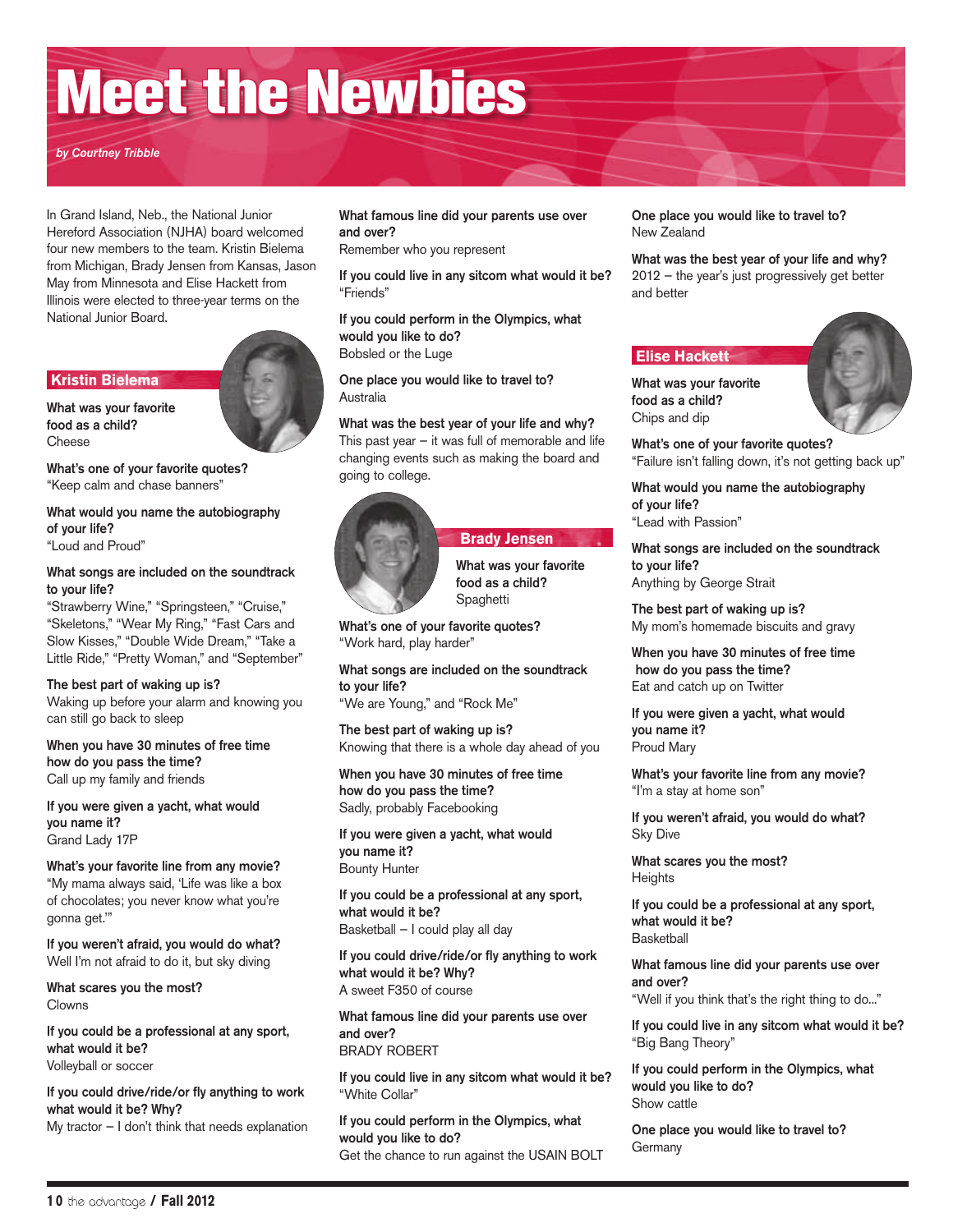# Meet the Newbies

*by Courtney Tribble*

In Grand Island, Neb., the National Junior Hereford Association (NJHA) board welcomed four new members to the team. Kristin Bielema from Michigan, Brady Jensen from Kansas, Jason May from Minnesota and Elise Hackett from Illinois were elected to three-year terms on the National Junior Board.

## Kristin Bielema

**What was your favorite food as a child?**
Cheese

**What's one of your favorite quotes?**
"Keep calm and chase banners"

**What would you name the autobiography of your life?**
"Loud and Proud"

**What songs are included on the soundtrack to your life?**
"Strawberry Wine," "Springsteen," "Cruise," "Skeletons," "Wear My Ring," "Fast Cars and Slow Kisses," "Double Wide Dream," "Take a Little Ride," "Pretty Woman," and "September"

**The best part of waking up is?**
Waking up before your alarm and knowing you can still go back to sleep

**When you have 30 minutes of free time how do you pass the time?**
Call up my family and friends

**If you were given a yacht, what would you name it?**
Grand Lady 17P

**What's your favorite line from any movie?**
"My mama always said, 'Life was like a box of chocolates; you never know what you're gonna get.'"

**If you weren't afraid, you would do what?**
Well I'm not afraid to do it, but sky diving

**What scares you the most?**
Clowns

**If you could be a professional at any sport, what would it be?**
Volleyball or soccer

**If you could drive/ride/or fly anything to work what would it be? Why?**
My tractor – I don't think that needs explanation

**What famous line did your parents use over and over?**
Remember who you represent

**If you could live in any sitcom what would it be?**
"Friends"

**If you could perform in the Olympics, what would you like to do?**
Bobsled or the Luge

**One place you would like to travel to?**
Australia

**What was the best year of your life and why?**
This past year – it was full of memorable and life changing events such as making the board and going to college.

## Brady Jensen

**What was your favorite food as a child?**
Spaghetti

**What's one of your favorite quotes?**
"Work hard, play harder"

**What songs are included on the soundtrack to your life?**
"We are Young," and "Rock Me"

**The best part of waking up is?**
Knowing that there is a whole day ahead of you

**When you have 30 minutes of free time how do you pass the time?**
Sadly, probably Facebooking

**If you were given a yacht, what would you name it?**
Bounty Hunter

**If you could be a professional at any sport, what would it be?**
Basketball – I could play all day

**If you could drive/ride/or fly anything to work what would it be? Why?**
A sweet F350 of course

**What famous line did your parents use over and over?**
BRADY ROBERT

**If you could live in any sitcom what would it be?**
"White Collar"

**If you could perform in the Olympics, what would you like to do?**
Get the chance to run against the USAIN BOLT

**One place you would like to travel to?**
New Zealand

**What was the best year of your life and why?**
2012 – the year's just progressively get better and better

## Elise Hackett

**What was your favorite food as a child?**
Chips and dip

**What's one of your favorite quotes?**
"Failure isn't falling down, it's not getting back up"

**What would you name the autobiography of your life?**
"Lead with Passion"

**What songs are included on the soundtrack to your life?**
Anything by George Strait

**The best part of waking up is?**
My mom's homemade biscuits and gravy

**When you have 30 minutes of free time how do you pass the time?**
Eat and catch up on Twitter

**If you were given a yacht, what would you name it?**
Proud Mary

**What's your favorite line from any movie?**
"I'm a stay at home son"

**If you weren't afraid, you would do what?**
Sky Dive

**What scares you the most?**
Heights

**If you could be a professional at any sport, what would it be?**
Basketball

**What famous line did your parents use over and over?**
"Well if you think that's the right thing to do..."

**If you could live in any sitcom what would it be?**
"Big Bang Theory"

**If you could perform in the Olympics, what would you like to do?**
Show cattle

**One place you would like to travel to?**
Germany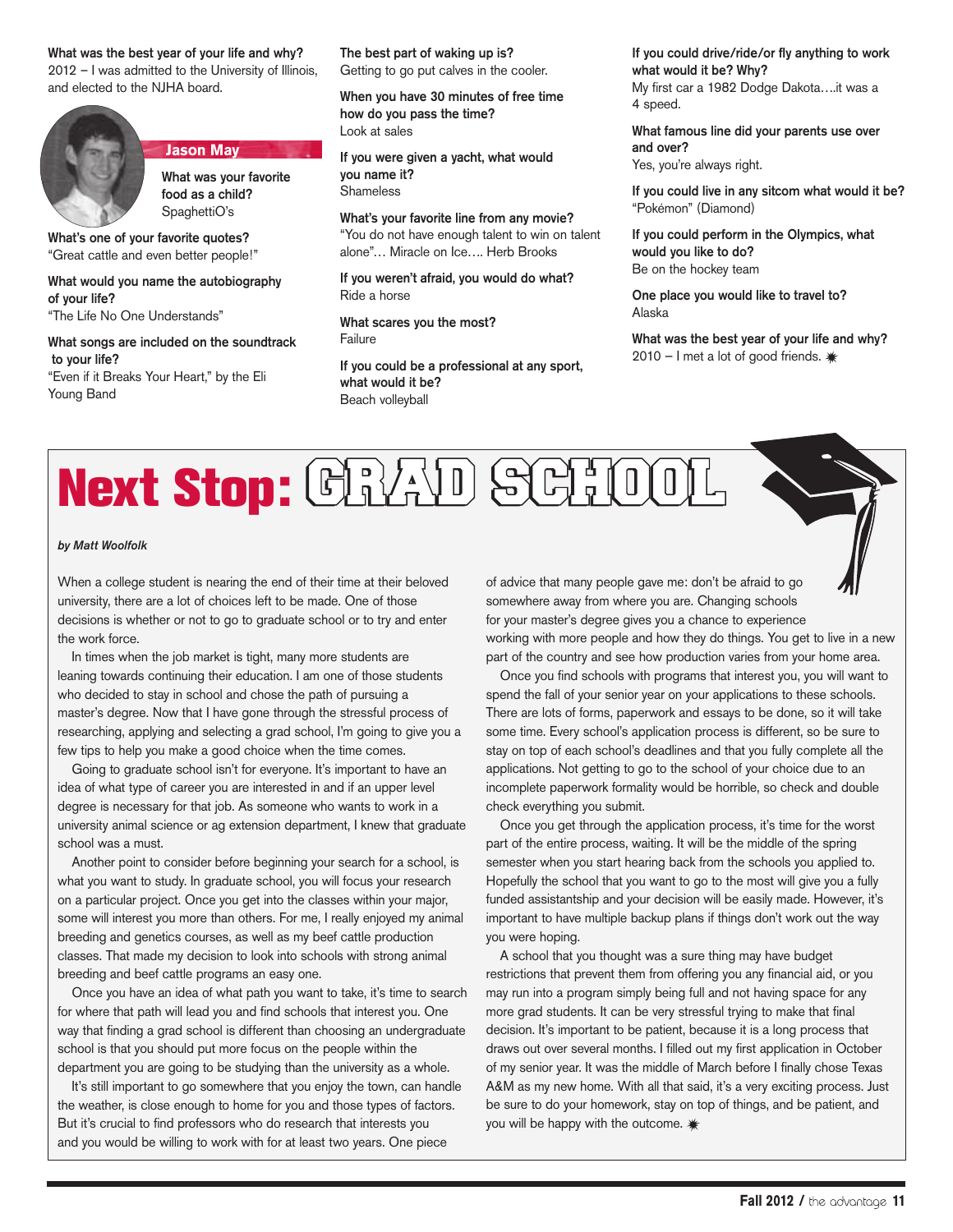**What was the best year of your life and why?**
2012 – I was admitted to the University of Illinois, and elected to the NJHA board.

## Jason May

**What was your favorite food as a child?**
SpaghettiO's

**What's one of your favorite quotes?**
"Great cattle and even better people!"

**What would you name the autobiography of your life?**
"The Life No One Understands"

**What songs are included on the soundtrack to your life?**
"Even if it Breaks Your Heart," by the Eli Young Band

**The best part of waking up is?**
Getting to go put calves in the cooler.

**When you have 30 minutes of free time how do you pass the time?**
Look at sales

**If you were given a yacht, what would you name it?**
Shameless

**What's your favorite line from any movie?**
"You do not have enough talent to win on talent alone"… Miracle on Ice…. Herb Brooks

**If you weren't afraid, you would do what?**
Ride a horse

**What scares you the most?**
Failure

**If you could be a professional at any sport, what would it be?**
Beach volleyball

**If you could drive/ride/or fly anything to work what would it be? Why?**
My first car a 1982 Dodge Dakota….it was a 4 speed.

**What famous line did your parents use over and over?**
Yes, you're always right.

**If you could live in any sitcom what would it be?**
"Pokémon" (Diamond)

**If you could perform in the Olympics, what would you like to do?**
Be on the hockey team

**One place you would like to travel to?**
Alaska

**What was the best year of your life and why?**
2010 – I met a lot of good friends.

# Next Stop: GRAD SCHOOL

*by Matt Woolfolk*

When a college student is nearing the end of their time at their beloved university, there are a lot of choices left to be made. One of those decisions is whether or not to go to graduate school or to try and enter the work force.

In times when the job market is tight, many more students are leaning towards continuing their education. I am one of those students who decided to stay in school and chose the path of pursuing a master's degree. Now that I have gone through the stressful process of researching, applying and selecting a grad school, I'm going to give you a few tips to help you make a good choice when the time comes.

Going to graduate school isn't for everyone. It's important to have an idea of what type of career you are interested in and if an upper level degree is necessary for that job. As someone who wants to work in a university animal science or ag extension department, I knew that graduate school was a must.

Another point to consider before beginning your search for a school, is what you want to study. In graduate school, you will focus your research on a particular project. Once you get into the classes within your major, some will interest you more than others. For me, I really enjoyed my animal breeding and genetics courses, as well as my beef cattle production classes. That made my decision to look into schools with strong animal breeding and beef cattle programs an easy one.

Once you have an idea of what path you want to take, it's time to search for where that path will lead you and find schools that interest you. One way that finding a grad school is different than choosing an undergraduate school is that you should put more focus on the people within the department you are going to be studying than the university as a whole.

It's still important to go somewhere that you enjoy the town, can handle the weather, is close enough to home for you and those types of factors. But it's crucial to find professors who do research that interests you and you would be willing to work with for at least two years. One piece of advice that many people gave me: don't be afraid to go somewhere away from where you are. Changing schools for your master's degree gives you a chance to experience working with more people and how they do things. You get to live in a new part of the country and see how production varies from your home area.

Once you find schools with programs that interest you, you will want to spend the fall of your senior year on your applications to these schools. There are lots of forms, paperwork and essays to be done, so it will take some time. Every school's application process is different, so be sure to stay on top of each school's deadlines and that you fully complete all the applications. Not getting to go to the school of your choice due to an incomplete paperwork formality would be horrible, so check and double check everything you submit.

Once you get through the application process, it's time for the worst part of the entire process, waiting. It will be the middle of the spring semester when you start hearing back from the schools you applied to. Hopefully the school that you want to go to the most will give you a fully funded assistantship and your decision will be easily made. However, it's important to have multiple backup plans if things don't work out the way you were hoping.

A school that you thought was a sure thing may have budget restrictions that prevent them from offering you any financial aid, or you may run into a program simply being full and not having space for any more grad students. It can be very stressful trying to make that final decision. It's important to be patient, because it is a long process that draws out over several months. I filled out my first application in October of my senior year. It was the middle of March before I finally chose Texas A&M as my new home. With all that said, it's a very exciting process. Just be sure to do your homework, stay on top of things, and be patient, and you will be happy with the outcome.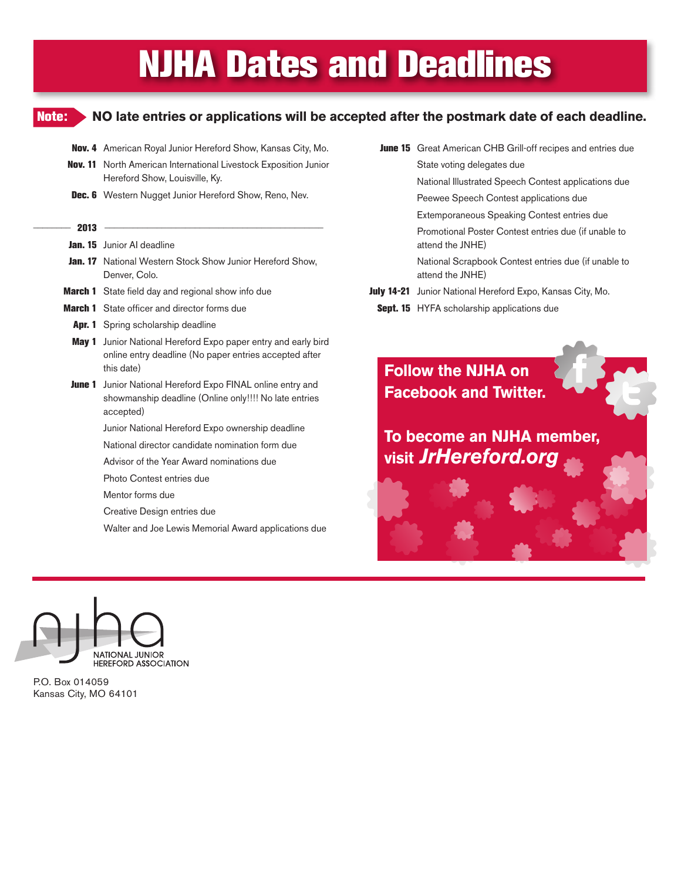# NJHA Dates and Deadlines

**Note:** NO late entries or applications will be accepted after the postmark date of each deadline.

**Nov. 4** American Royal Junior Hereford Show, Kansas City, Mo.

**Nov. 11** North American International Livestock Exposition Junior Hereford Show, Louisville, Ky.

**Dec. 6** Western Nugget Junior Hereford Show, Reno, Nev.

## 2013

**Jan. 15** Junior AI deadline

**Jan. 17** National Western Stock Show Junior Hereford Show, Denver, Colo.

**March 1** State field day and regional show info due

**March 1** State officer and director forms due

**Apr. 1** Spring scholarship deadline

**May 1** Junior National Hereford Expo paper entry and early bird online entry deadline (No paper entries accepted after this date)

**June 1** Junior National Hereford Expo FINAL online entry and showmanship deadline (Online only!!!! No late entries accepted)

Junior National Hereford Expo ownership deadline

National director candidate nomination form due

Advisor of the Year Award nominations due

Photo Contest entries due

Mentor forms due

Creative Design entries due

Walter and Joe Lewis Memorial Award applications due

**June 15** Great American CHB Grill-off recipes and entries due

State voting delegates due

National Illustrated Speech Contest applications due

Peewee Speech Contest applications due

Extemporaneous Speaking Contest entries due

Promotional Poster Contest entries due (if unable to attend the JNHE)

National Scrapbook Contest entries due (if unable to attend the JNHE)

**July 14-21** Junior National Hereford Expo, Kansas City, Mo.

**Sept. 15** HYFA scholarship applications due

**Follow the NJHA on Facebook and Twitter.**

**To become an NJHA member, visit *JrHereford.org***

NATIONAL JUNIOR HEREFORD ASSOCIATION

P.O. Box 014059
Kansas City, MO 64101